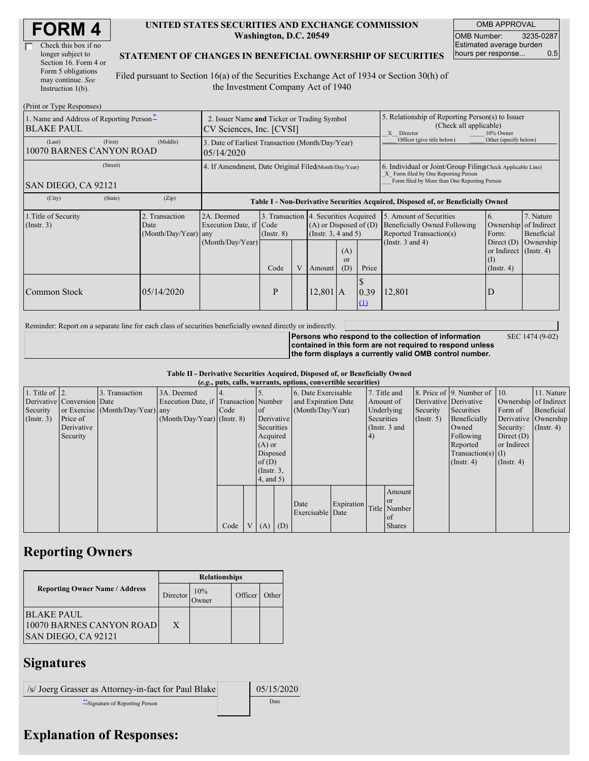# FORM 4

☐ Check this box if no longer subject to Section 16. Form 4 or Form 5 obligations may continue. *See* Instruction 1(b).

**UNITED STATES SECURITIES AND EXCHANGE COMMISSION**
**Washington, D.C. 20549**

**STATEMENT OF CHANGES IN BENEFICIAL OWNERSHIP OF SECURITIES**

Filed pursuant to Section 16(a) of the Securities Exchange Act of 1934 or Section 30(h) of the Investment Company Act of 1940

| OMB APPROVAL | |
|---|---|
| OMB Number: | 3235-0287 |
| Estimated average burden hours per response... | 0.5 |

(Print or Type Responses)

| 1. Name and Address of Reporting Person* | 2. Issuer Name and Ticker or Trading Symbol | 5. Relationship of Reporting Person(s) to Issuer (Check all applicable) |
|---|---|---|
| BLAKE PAUL | CV Sciences, Inc. [CVSI] | _X_ Director ___ 10% Owner ___ Officer (give title below) ___ Other (specify below) |
| (Last) (First) (Middle) 10070 BARNES CANYON ROAD | 3. Date of Earliest Transaction (Month/Day/Year) 05/14/2020 | |
| (Street) SAN DIEGO, CA 92121 | 4. If Amendment, Date Original Filed (Month/Day/Year) | 6. Individual or Joint/Group Filing (Check Applicable Line) _X_ Form filed by One Reporting Person ___ Form filed by More than One Reporting Person |
| (City) (State) (Zip) | | |

**Table I - Non-Derivative Securities Acquired, Disposed of, or Beneficially Owned**

| 1.Title of Security (Instr. 3) | 2. Transaction Date (Month/Day/Year) | 2A. Deemed Execution Date, if any (Month/Day/Year) | 3. Transaction Code (Instr. 8) | | 4. Securities Acquired (A) or Disposed of (D) (Instr. 3, 4 and 5) | | | 5. Amount of Securities Beneficially Owned Following Reported Transaction(s) (Instr. 3 and 4) | 6. Ownership Form: Direct (D) or Indirect (I) (Instr. 4) | 7. Nature of Indirect Beneficial Ownership (Instr. 4) |
|---|---|---|---|---|---|---|---|---|---|---|
| | | | Code | V | Amount | (A) or (D) | Price | | | |
| Common Stock | 05/14/2020 | | P | | 12,801 | A | $ 0.39 (1) | 12,801 | D | |

Reminder: Report on a separate line for each class of securities beneficially owned directly or indirectly.

**Persons who respond to the collection of information contained in this form are not required to respond unless the form displays a currently valid OMB control number.** SEC 1474 (9-02)

**Table II - Derivative Securities Acquired, Disposed of, or Beneficially Owned**
**(*e.g.*, puts, calls, warrants, options, convertible securities)**

| 1. Title of Derivative Security (Instr. 3) | 2. Conversion or Exercise Price of Derivative Security | 3. Transaction Date (Month/Day/Year) | 3A. Deemed Execution Date, if any (Month/Day/Year) | 4. Transaction Code (Instr. 8) | | 5. Number of Derivative Securities Acquired (A) or Disposed of (D) (Instr. 3, 4, and 5) | | 6. Date Exercisable and Expiration Date (Month/Day/Year) | | 7. Title and Amount of Underlying Securities (Instr. 3 and 4) | | 8. Price of Derivative Security (Instr. 5) | 9. Number of Derivative Securities Beneficially Owned Following Reported Transaction(s) (Instr. 4) | 10. Ownership Form of Derivative Security: Direct (D) or Indirect (I) (Instr. 4) | 11. Nature of Indirect Beneficial Ownership (Instr. 4) |
|---|---|---|---|---|---|---|---|---|---|---|---|---|---|---|---|
| | | | | Code | V | (A) | (D) | Date Exercisable | Expiration Date | Title | Amount or Number of Shares | | | | |

## Reporting Owners

| Reporting Owner Name / Address | Relationships | | | |
|---|---|---|---|---|
| | Director | 10% Owner | Officer | Other |
| BLAKE PAUL 10070 BARNES CANYON ROAD SAN DIEGO, CA 92121 | X | | | |

## Signatures

| /s/ Joerg Grasser as Attorney-in-fact for Paul Blake | 05/15/2020 |
|---|---|
| **Signature of Reporting Person | Date |

## Explanation of Responses: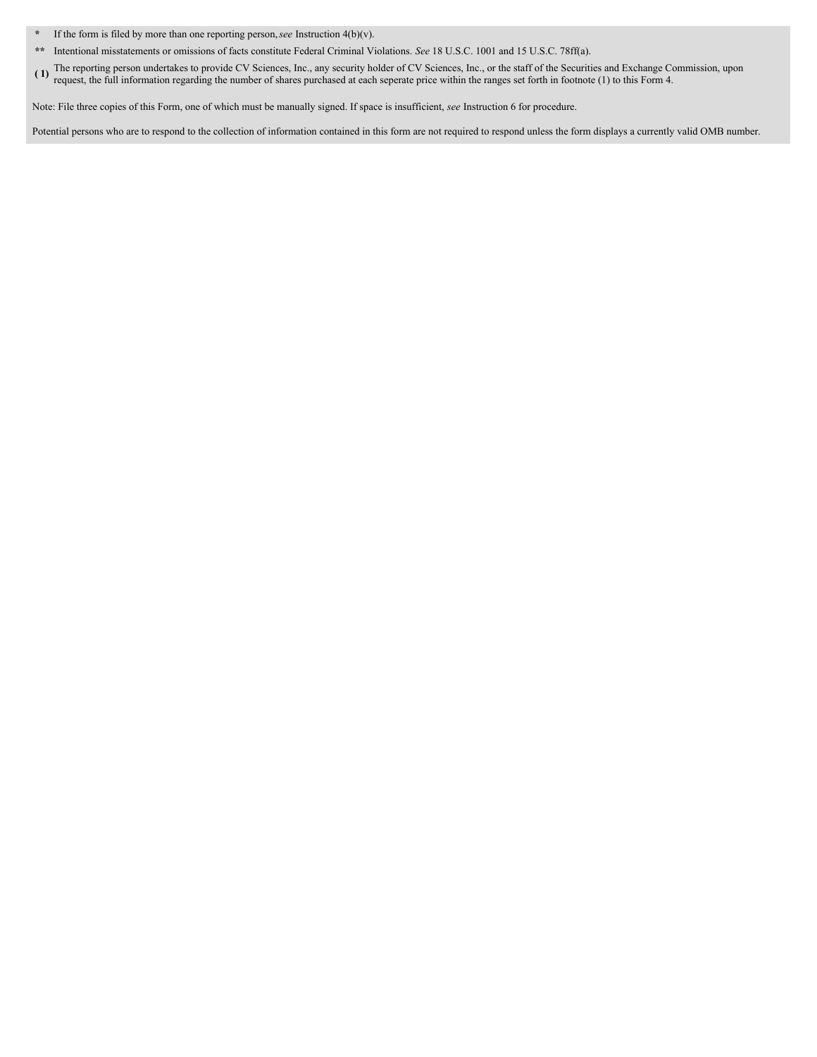\* If the form is filed by more than one reporting person, *see* Instruction 4(b)(v).

\*\* Intentional misstatements or omissions of facts constitute Federal Criminal Violations. *See* 18 U.S.C. 1001 and 15 U.S.C. 78ff(a).

( 1) The reporting person undertakes to provide CV Sciences, Inc., any security holder of CV Sciences, Inc., or the staff of the Securities and Exchange Commission, upon request, the full information regarding the number of shares purchased at each seperate price within the ranges set forth in footnote (1) to this Form 4.

Note: File three copies of this Form, one of which must be manually signed. If space is insufficient, *see* Instruction 6 for procedure.

Potential persons who are to respond to the collection of information contained in this form are not required to respond unless the form displays a currently valid OMB number.